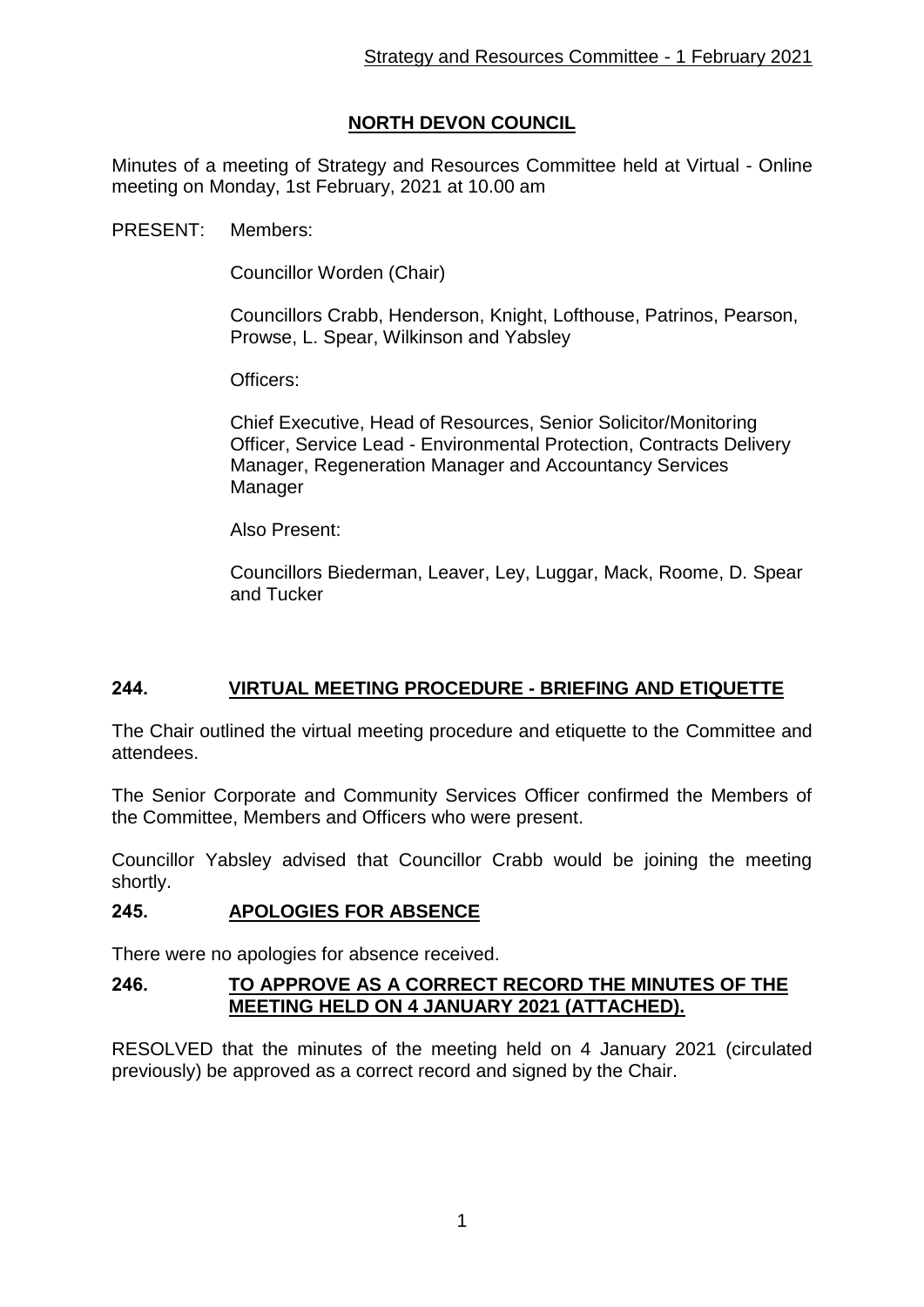# NORTH DEVON COUNCIL

Minutes of a meeting of Strategy and Resources Committee held at Virtual - Online meeting on Monday, 1st February, 2021 at 10.00 am

PRESENT: Members:

Councillor Worden (Chair)

Councillors Crabb, Henderson, Knight, Lofthouse, Patrinos, Pearson, Prowse, L. Spear, Wilkinson and Yabsley

Officers:

Chief Executive, Head of Resources, Senior Solicitor/Monitoring Officer, Service Lead - Environmental Protection, Contracts Delivery Manager, Regeneration Manager and Accountancy Services Manager

Also Present:

Councillors Biederman, Leaver, Ley, Luggar, Mack, Roome, D. Spear and Tucker

## 244. VIRTUAL MEETING PROCEDURE - BRIEFING AND ETIQUETTE

The Chair outlined the virtual meeting procedure and etiquette to the Committee and attendees.

The Senior Corporate and Community Services Officer confirmed the Members of the Committee, Members and Officers who were present.

Councillor Yabsley advised that Councillor Crabb would be joining the meeting shortly.

## 245. APOLOGIES FOR ABSENCE

There were no apologies for absence received.

## 246. TO APPROVE AS A CORRECT RECORD THE MINUTES OF THE MEETING HELD ON 4 JANUARY 2021 (ATTACHED).

RESOLVED that the minutes of the meeting held on 4 January 2021 (circulated previously) be approved as a correct record and signed by the Chair.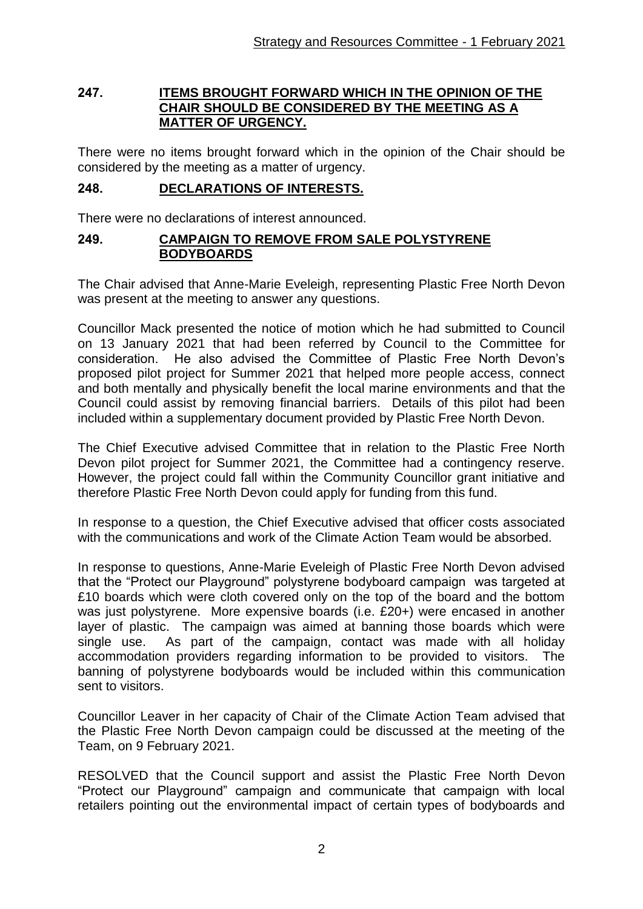## 247. ITEMS BROUGHT FORWARD WHICH IN THE OPINION OF THE CHAIR SHOULD BE CONSIDERED BY THE MEETING AS A MATTER OF URGENCY.

There were no items brought forward which in the opinion of the Chair should be considered by the meeting as a matter of urgency.

## 248. DECLARATIONS OF INTERESTS.

There were no declarations of interest announced.

## 249. CAMPAIGN TO REMOVE FROM SALE POLYSTYRENE BODYBOARDS

The Chair advised that Anne-Marie Eveleigh, representing Plastic Free North Devon was present at the meeting to answer any questions.

Councillor Mack presented the notice of motion which he had submitted to Council on 13 January 2021 that had been referred by Council to the Committee for consideration. He also advised the Committee of Plastic Free North Devon's proposed pilot project for Summer 2021 that helped more people access, connect and both mentally and physically benefit the local marine environments and that the Council could assist by removing financial barriers. Details of this pilot had been included within a supplementary document provided by Plastic Free North Devon.

The Chief Executive advised Committee that in relation to the Plastic Free North Devon pilot project for Summer 2021, the Committee had a contingency reserve. However, the project could fall within the Community Councillor grant initiative and therefore Plastic Free North Devon could apply for funding from this fund.

In response to a question, the Chief Executive advised that officer costs associated with the communications and work of the Climate Action Team would be absorbed.

In response to questions, Anne-Marie Eveleigh of Plastic Free North Devon advised that the "Protect our Playground" polystyrene bodyboard campaign was targeted at £10 boards which were cloth covered only on the top of the board and the bottom was just polystyrene. More expensive boards (i.e. £20+) were encased in another layer of plastic. The campaign was aimed at banning those boards which were single use. As part of the campaign, contact was made with all holiday accommodation providers regarding information to be provided to visitors. The banning of polystyrene bodyboards would be included within this communication sent to visitors.

Councillor Leaver in her capacity of Chair of the Climate Action Team advised that the Plastic Free North Devon campaign could be discussed at the meeting of the Team, on 9 February 2021.

RESOLVED that the Council support and assist the Plastic Free North Devon "Protect our Playground" campaign and communicate that campaign with local retailers pointing out the environmental impact of certain types of bodyboards and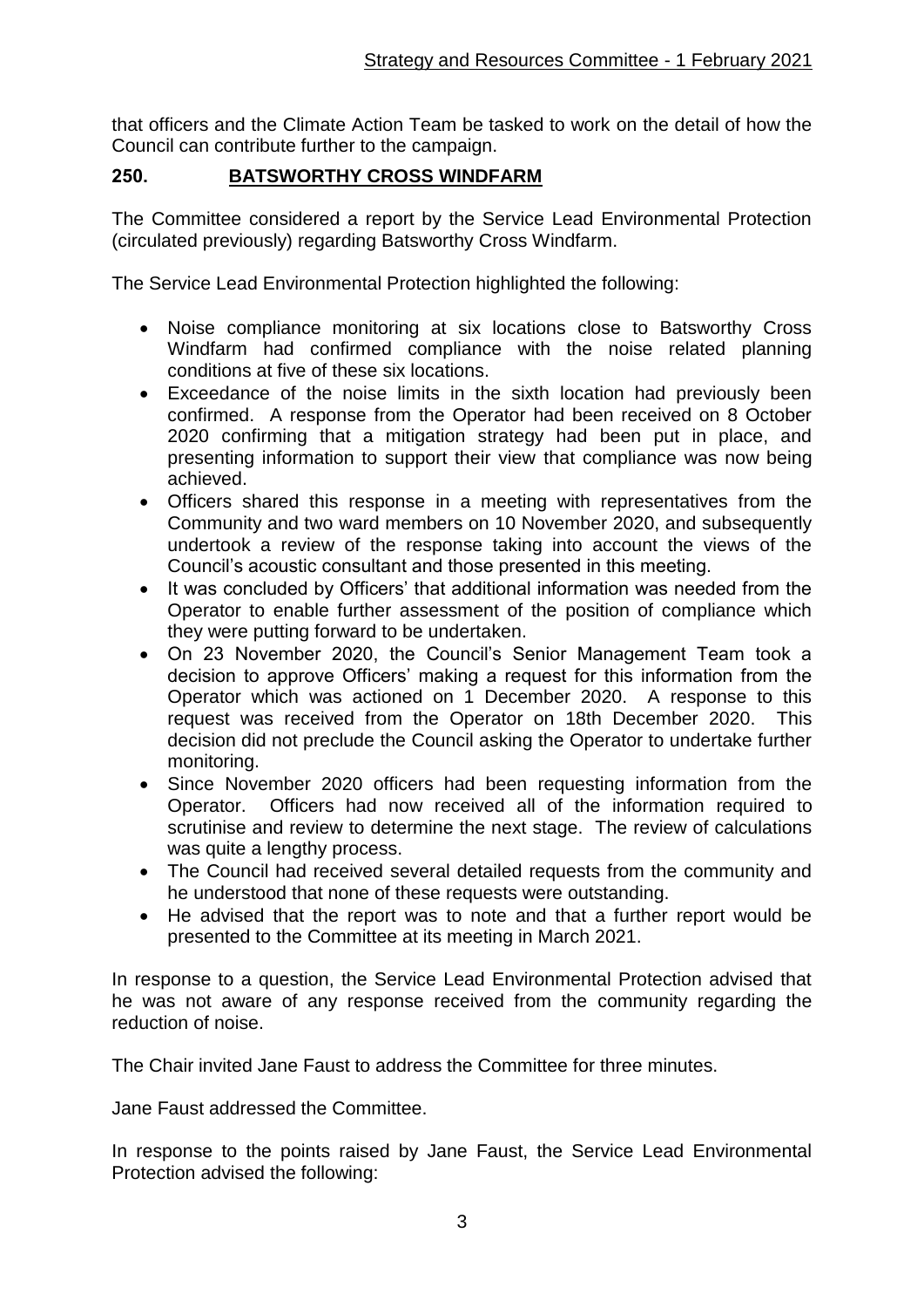that officers and the Climate Action Team be tasked to work on the detail of how the Council can contribute further to the campaign.

## 250. BATSWORTHY CROSS WINDFARM

The Committee considered a report by the Service Lead Environmental Protection (circulated previously) regarding Batsworthy Cross Windfarm.

The Service Lead Environmental Protection highlighted the following:

- Noise compliance monitoring at six locations close to Batsworthy Cross Windfarm had confirmed compliance with the noise related planning conditions at five of these six locations.
- Exceedance of the noise limits in the sixth location had previously been confirmed. A response from the Operator had been received on 8 October 2020 confirming that a mitigation strategy had been put in place, and presenting information to support their view that compliance was now being achieved.
- Officers shared this response in a meeting with representatives from the Community and two ward members on 10 November 2020, and subsequently undertook a review of the response taking into account the views of the Council's acoustic consultant and those presented in this meeting.
- It was concluded by Officers' that additional information was needed from the Operator to enable further assessment of the position of compliance which they were putting forward to be undertaken.
- On 23 November 2020, the Council's Senior Management Team took a decision to approve Officers' making a request for this information from the Operator which was actioned on 1 December 2020. A response to this request was received from the Operator on 18th December 2020. This decision did not preclude the Council asking the Operator to undertake further monitoring.
- Since November 2020 officers had been requesting information from the Operator. Officers had now received all of the information required to scrutinise and review to determine the next stage. The review of calculations was quite a lengthy process.
- The Council had received several detailed requests from the community and he understood that none of these requests were outstanding.
- He advised that the report was to note and that a further report would be presented to the Committee at its meeting in March 2021.

In response to a question, the Service Lead Environmental Protection advised that he was not aware of any response received from the community regarding the reduction of noise.

The Chair invited Jane Faust to address the Committee for three minutes.

Jane Faust addressed the Committee.

In response to the points raised by Jane Faust, the Service Lead Environmental Protection advised the following: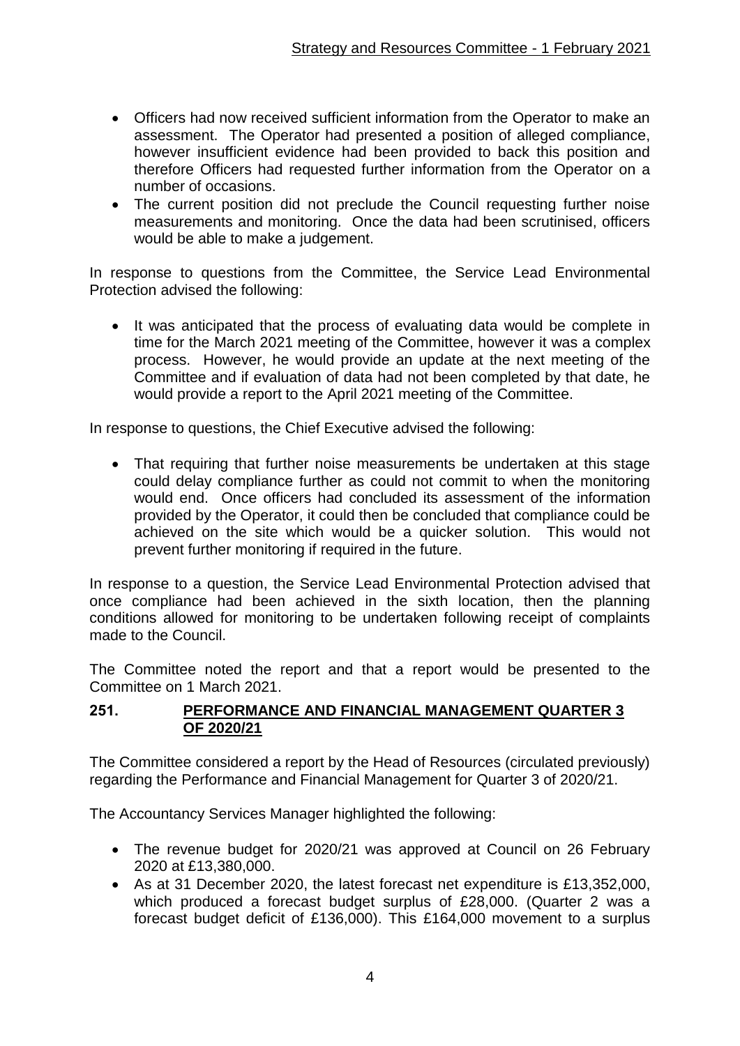- Officers had now received sufficient information from the Operator to make an assessment. The Operator had presented a position of alleged compliance, however insufficient evidence had been provided to back this position and therefore Officers had requested further information from the Operator on a number of occasions.
- The current position did not preclude the Council requesting further noise measurements and monitoring. Once the data had been scrutinised, officers would be able to make a judgement.

In response to questions from the Committee, the Service Lead Environmental Protection advised the following:

- It was anticipated that the process of evaluating data would be complete in time for the March 2021 meeting of the Committee, however it was a complex process. However, he would provide an update at the next meeting of the Committee and if evaluation of data had not been completed by that date, he would provide a report to the April 2021 meeting of the Committee.

In response to questions, the Chief Executive advised the following:

- That requiring that further noise measurements be undertaken at this stage could delay compliance further as could not commit to when the monitoring would end. Once officers had concluded its assessment of the information provided by the Operator, it could then be concluded that compliance could be achieved on the site which would be a quicker solution. This would not prevent further monitoring if required in the future.

In response to a question, the Service Lead Environmental Protection advised that once compliance had been achieved in the sixth location, then the planning conditions allowed for monitoring to be undertaken following receipt of complaints made to the Council.

The Committee noted the report and that a report would be presented to the Committee on 1 March 2021.

## 251. PERFORMANCE AND FINANCIAL MANAGEMENT QUARTER 3 OF 2020/21

The Committee considered a report by the Head of Resources (circulated previously) regarding the Performance and Financial Management for Quarter 3 of 2020/21.

The Accountancy Services Manager highlighted the following:

- The revenue budget for 2020/21 was approved at Council on 26 February 2020 at £13,380,000.
- As at 31 December 2020, the latest forecast net expenditure is £13,352,000, which produced a forecast budget surplus of £28,000. (Quarter 2 was a forecast budget deficit of £136,000). This £164,000 movement to a surplus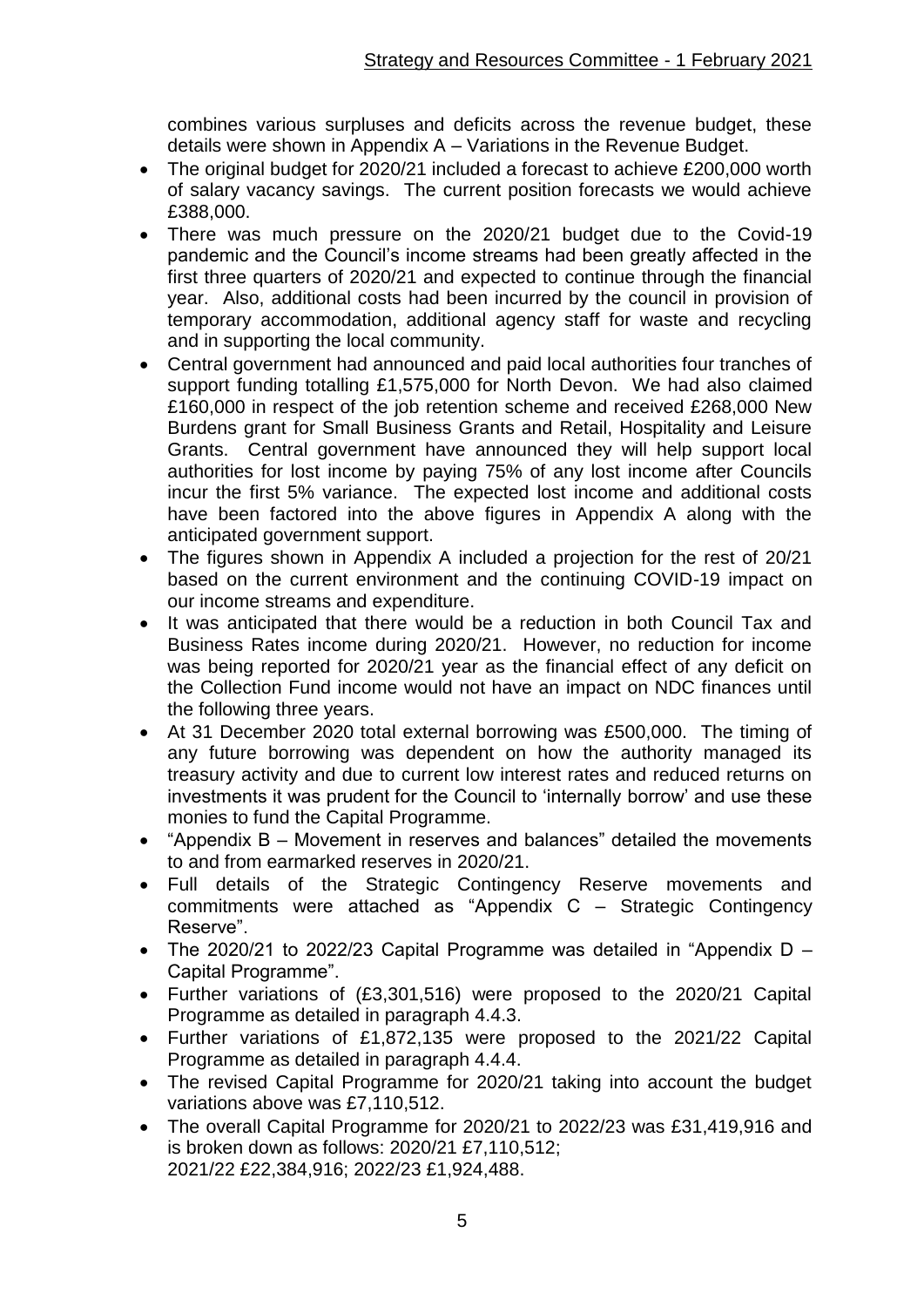combines various surpluses and deficits across the revenue budget, these details were shown in Appendix A – Variations in the Revenue Budget.

- The original budget for 2020/21 included a forecast to achieve £200,000 worth of salary vacancy savings. The current position forecasts we would achieve £388,000.
- There was much pressure on the 2020/21 budget due to the Covid-19 pandemic and the Council's income streams had been greatly affected in the first three quarters of 2020/21 and expected to continue through the financial year. Also, additional costs had been incurred by the council in provision of temporary accommodation, additional agency staff for waste and recycling and in supporting the local community.
- Central government had announced and paid local authorities four tranches of support funding totalling £1,575,000 for North Devon. We had also claimed £160,000 in respect of the job retention scheme and received £268,000 New Burdens grant for Small Business Grants and Retail, Hospitality and Leisure Grants. Central government have announced they will help support local authorities for lost income by paying 75% of any lost income after Councils incur the first 5% variance. The expected lost income and additional costs have been factored into the above figures in Appendix A along with the anticipated government support.
- The figures shown in Appendix A included a projection for the rest of 20/21 based on the current environment and the continuing COVID-19 impact on our income streams and expenditure.
- It was anticipated that there would be a reduction in both Council Tax and Business Rates income during 2020/21. However, no reduction for income was being reported for 2020/21 year as the financial effect of any deficit on the Collection Fund income would not have an impact on NDC finances until the following three years.
- At 31 December 2020 total external borrowing was £500,000. The timing of any future borrowing was dependent on how the authority managed its treasury activity and due to current low interest rates and reduced returns on investments it was prudent for the Council to 'internally borrow' and use these monies to fund the Capital Programme.
- "Appendix B – Movement in reserves and balances" detailed the movements to and from earmarked reserves in 2020/21.
- Full details of the Strategic Contingency Reserve movements and commitments were attached as "Appendix C – Strategic Contingency Reserve".
- The 2020/21 to 2022/23 Capital Programme was detailed in "Appendix D – Capital Programme".
- Further variations of (£3,301,516) were proposed to the 2020/21 Capital Programme as detailed in paragraph 4.4.3.
- Further variations of £1,872,135 were proposed to the 2021/22 Capital Programme as detailed in paragraph 4.4.4.
- The revised Capital Programme for 2020/21 taking into account the budget variations above was £7,110,512.
- The overall Capital Programme for 2020/21 to 2022/23 was £31,419,916 and is broken down as follows: 2020/21 £7,110,512;
  2021/22 £22,384,916; 2022/23 £1,924,488.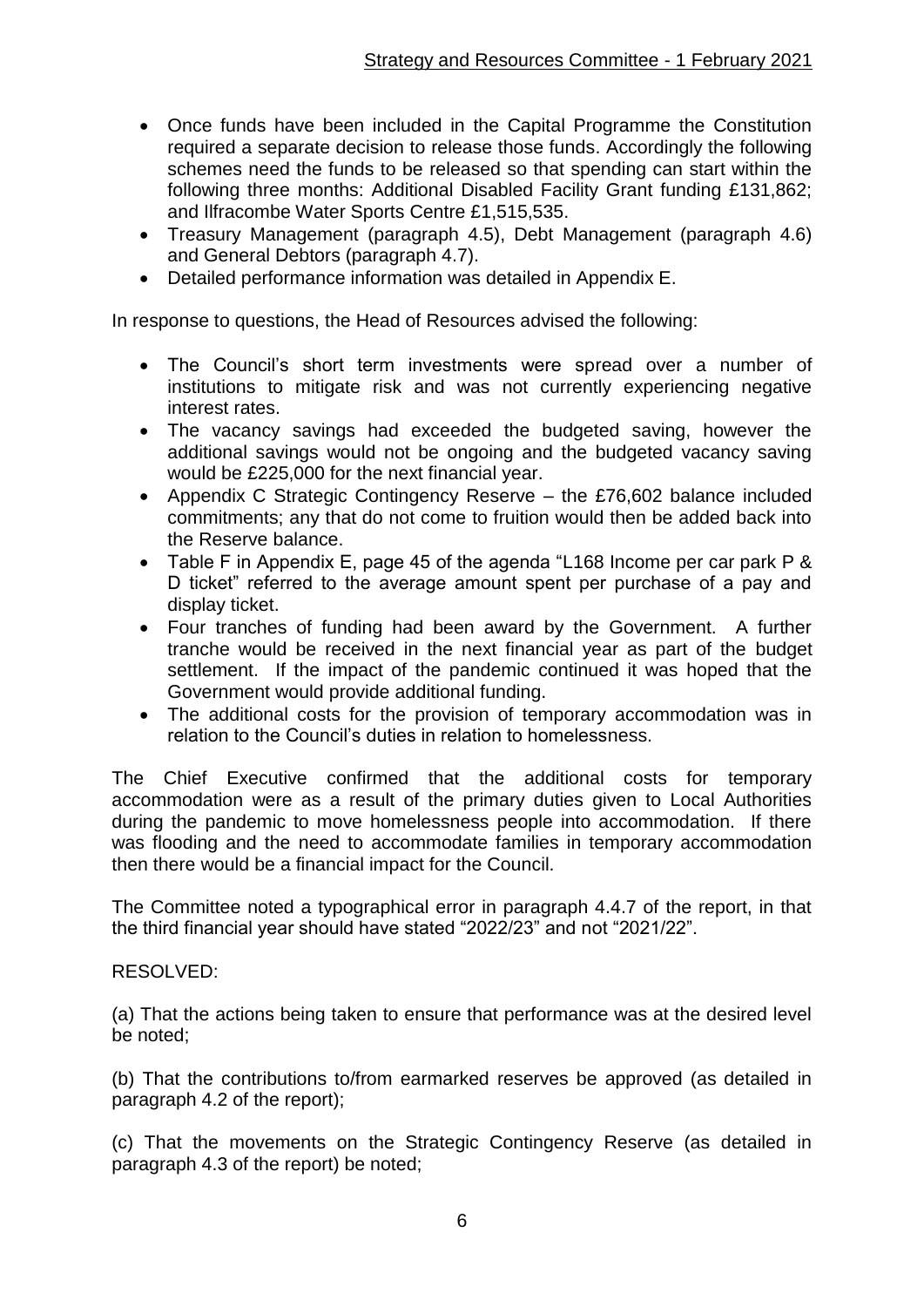- Once funds have been included in the Capital Programme the Constitution required a separate decision to release those funds. Accordingly the following schemes need the funds to be released so that spending can start within the following three months: Additional Disabled Facility Grant funding £131,862; and Ilfracombe Water Sports Centre £1,515,535.
- Treasury Management (paragraph 4.5), Debt Management (paragraph 4.6) and General Debtors (paragraph 4.7).
- Detailed performance information was detailed in Appendix E.

In response to questions, the Head of Resources advised the following:

- The Council's short term investments were spread over a number of institutions to mitigate risk and was not currently experiencing negative interest rates.
- The vacancy savings had exceeded the budgeted saving, however the additional savings would not be ongoing and the budgeted vacancy saving would be £225,000 for the next financial year.
- Appendix C Strategic Contingency Reserve – the £76,602 balance included commitments; any that do not come to fruition would then be added back into the Reserve balance.
- Table F in Appendix E, page 45 of the agenda "L168 Income per car park P & D ticket" referred to the average amount spent per purchase of a pay and display ticket.
- Four tranches of funding had been award by the Government. A further tranche would be received in the next financial year as part of the budget settlement. If the impact of the pandemic continued it was hoped that the Government would provide additional funding.
- The additional costs for the provision of temporary accommodation was in relation to the Council's duties in relation to homelessness.

The Chief Executive confirmed that the additional costs for temporary accommodation were as a result of the primary duties given to Local Authorities during the pandemic to move homelessness people into accommodation. If there was flooding and the need to accommodate families in temporary accommodation then there would be a financial impact for the Council.

The Committee noted a typographical error in paragraph 4.4.7 of the report, in that the third financial year should have stated "2022/23" and not "2021/22".

RESOLVED:

(a) That the actions being taken to ensure that performance was at the desired level be noted;

(b) That the contributions to/from earmarked reserves be approved (as detailed in paragraph 4.2 of the report);

(c) That the movements on the Strategic Contingency Reserve (as detailed in paragraph 4.3 of the report) be noted;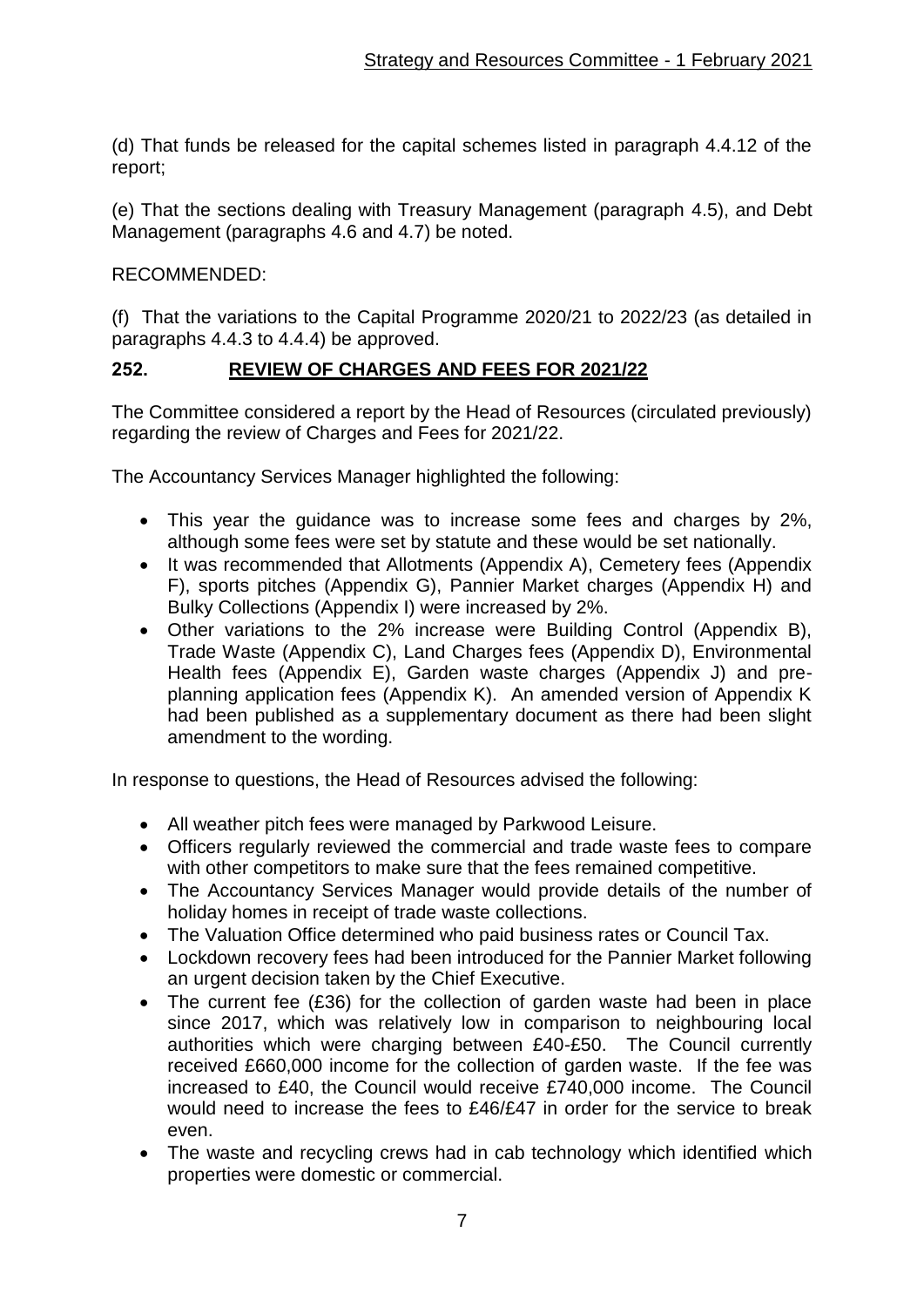(d) That funds be released for the capital schemes listed in paragraph 4.4.12 of the report;

(e) That the sections dealing with Treasury Management (paragraph 4.5), and Debt Management (paragraphs 4.6 and 4.7) be noted.

RECOMMENDED:

(f) That the variations to the Capital Programme 2020/21 to 2022/23 (as detailed in paragraphs 4.4.3 to 4.4.4) be approved.

## 252. REVIEW OF CHARGES AND FEES FOR 2021/22

The Committee considered a report by the Head of Resources (circulated previously) regarding the review of Charges and Fees for 2021/22.

The Accountancy Services Manager highlighted the following:

- This year the guidance was to increase some fees and charges by 2%, although some fees were set by statute and these would be set nationally.
- It was recommended that Allotments (Appendix A), Cemetery fees (Appendix F), sports pitches (Appendix G), Pannier Market charges (Appendix H) and Bulky Collections (Appendix I) were increased by 2%.
- Other variations to the 2% increase were Building Control (Appendix B), Trade Waste (Appendix C), Land Charges fees (Appendix D), Environmental Health fees (Appendix E), Garden waste charges (Appendix J) and pre-planning application fees (Appendix K). An amended version of Appendix K had been published as a supplementary document as there had been slight amendment to the wording.

In response to questions, the Head of Resources advised the following:

- All weather pitch fees were managed by Parkwood Leisure.
- Officers regularly reviewed the commercial and trade waste fees to compare with other competitors to make sure that the fees remained competitive.
- The Accountancy Services Manager would provide details of the number of holiday homes in receipt of trade waste collections.
- The Valuation Office determined who paid business rates or Council Tax.
- Lockdown recovery fees had been introduced for the Pannier Market following an urgent decision taken by the Chief Executive.
- The current fee (£36) for the collection of garden waste had been in place since 2017, which was relatively low in comparison to neighbouring local authorities which were charging between £40-£50. The Council currently received £660,000 income for the collection of garden waste. If the fee was increased to £40, the Council would receive £740,000 income. The Council would need to increase the fees to £46/£47 in order for the service to break even.
- The waste and recycling crews had in cab technology which identified which properties were domestic or commercial.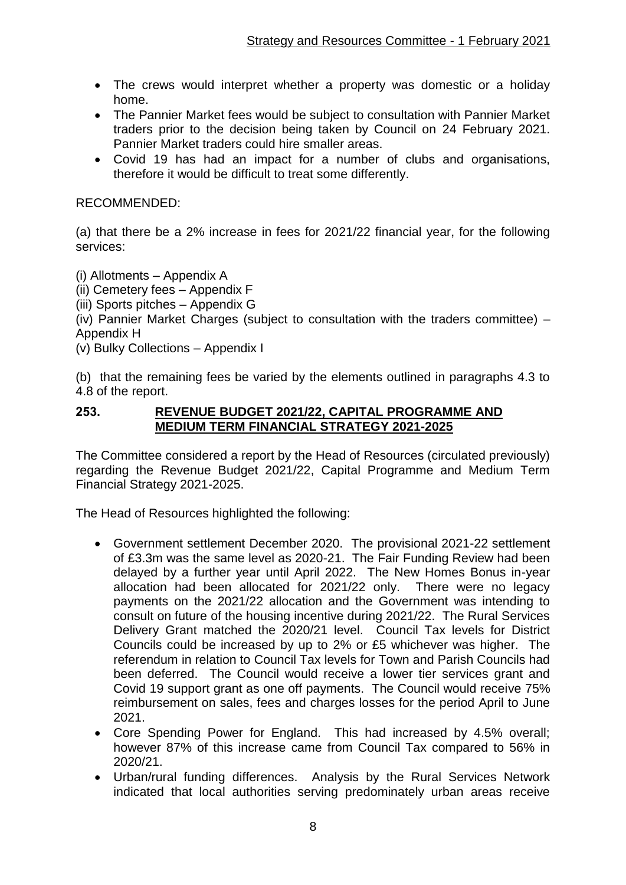- The crews would interpret whether a property was domestic or a holiday home.
- The Pannier Market fees would be subject to consultation with Pannier Market traders prior to the decision being taken by Council on 24 February 2021. Pannier Market traders could hire smaller areas.
- Covid 19 has had an impact for a number of clubs and organisations, therefore it would be difficult to treat some differently.

RECOMMENDED:

(a) that there be a 2% increase in fees for 2021/22 financial year, for the following services:

(i) Allotments – Appendix A
(ii) Cemetery fees – Appendix F
(iii) Sports pitches – Appendix G
(iv) Pannier Market Charges (subject to consultation with the traders committee) – Appendix H
(v) Bulky Collections – Appendix I

(b) that the remaining fees be varied by the elements outlined in paragraphs 4.3 to 4.8 of the report.

## 253. REVENUE BUDGET 2021/22, CAPITAL PROGRAMME AND MEDIUM TERM FINANCIAL STRATEGY 2021-2025

The Committee considered a report by the Head of Resources (circulated previously) regarding the Revenue Budget 2021/22, Capital Programme and Medium Term Financial Strategy 2021-2025.

The Head of Resources highlighted the following:

- Government settlement December 2020. The provisional 2021-22 settlement of £3.3m was the same level as 2020-21. The Fair Funding Review had been delayed by a further year until April 2022. The New Homes Bonus in-year allocation had been allocated for 2021/22 only. There were no legacy payments on the 2021/22 allocation and the Government was intending to consult on future of the housing incentive during 2021/22. The Rural Services Delivery Grant matched the 2020/21 level. Council Tax levels for District Councils could be increased by up to 2% or £5 whichever was higher. The referendum in relation to Council Tax levels for Town and Parish Councils had been deferred. The Council would receive a lower tier services grant and Covid 19 support grant as one off payments. The Council would receive 75% reimbursement on sales, fees and charges losses for the period April to June 2021.
- Core Spending Power for England. This had increased by 4.5% overall; however 87% of this increase came from Council Tax compared to 56% in 2020/21.
- Urban/rural funding differences. Analysis by the Rural Services Network indicated that local authorities serving predominately urban areas receive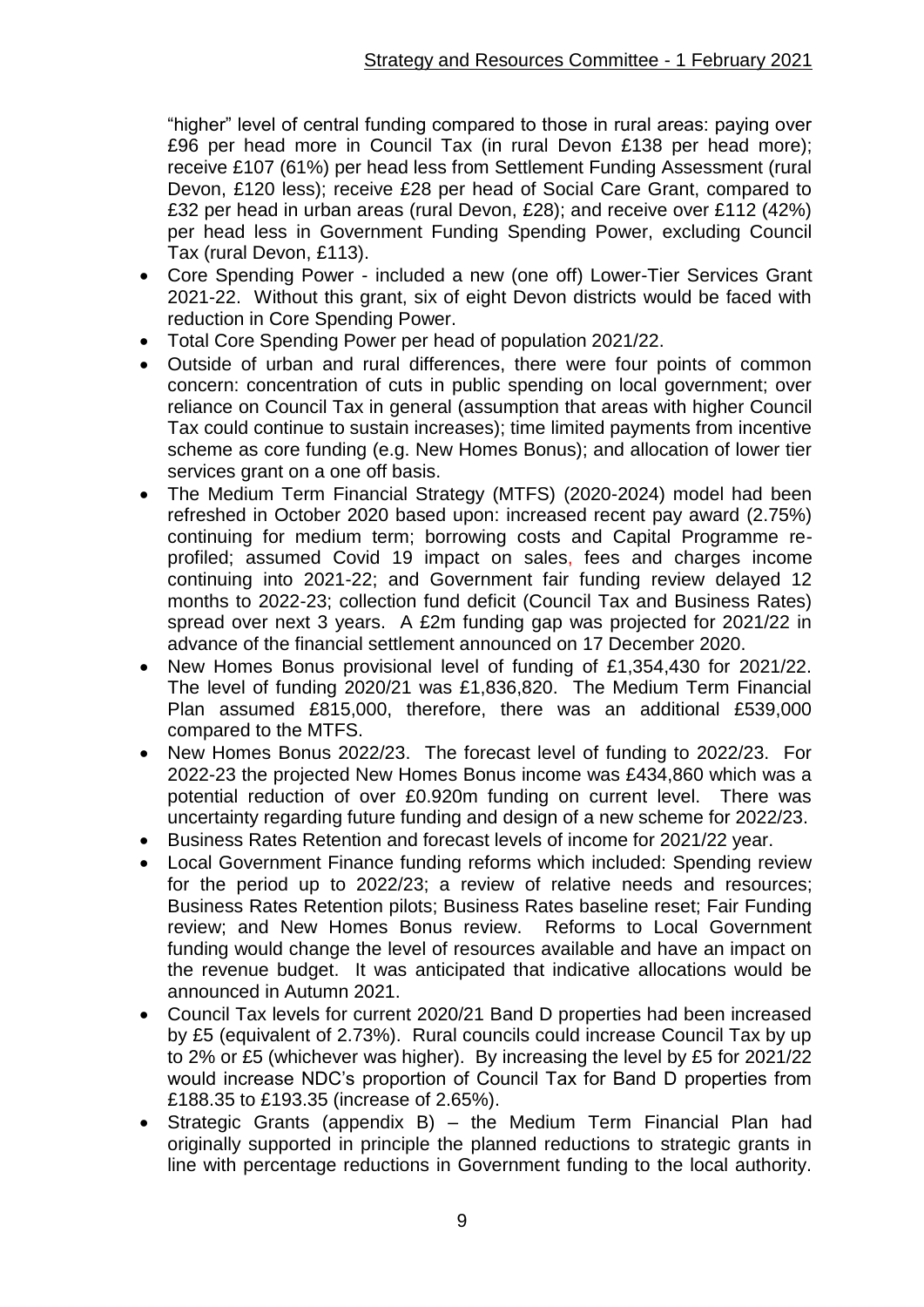"higher" level of central funding compared to those in rural areas: paying over £96 per head more in Council Tax (in rural Devon £138 per head more); receive £107 (61%) per head less from Settlement Funding Assessment (rural Devon, £120 less); receive £28 per head of Social Care Grant, compared to £32 per head in urban areas (rural Devon, £28); and receive over £112 (42%) per head less in Government Funding Spending Power, excluding Council Tax (rural Devon, £113).

- Core Spending Power - included a new (one off) Lower-Tier Services Grant 2021-22. Without this grant, six of eight Devon districts would be faced with reduction in Core Spending Power.
- Total Core Spending Power per head of population 2021/22.
- Outside of urban and rural differences, there were four points of common concern: concentration of cuts in public spending on local government; over reliance on Council Tax in general (assumption that areas with higher Council Tax could continue to sustain increases); time limited payments from incentive scheme as core funding (e.g. New Homes Bonus); and allocation of lower tier services grant on a one off basis.
- The Medium Term Financial Strategy (MTFS) (2020-2024) model had been refreshed in October 2020 based upon: increased recent pay award (2.75%) continuing for medium term; borrowing costs and Capital Programme re-profiled; assumed Covid 19 impact on sales, fees and charges income continuing into 2021-22; and Government fair funding review delayed 12 months to 2022-23; collection fund deficit (Council Tax and Business Rates) spread over next 3 years. A £2m funding gap was projected for 2021/22 in advance of the financial settlement announced on 17 December 2020.
- New Homes Bonus provisional level of funding of £1,354,430 for 2021/22. The level of funding 2020/21 was £1,836,820. The Medium Term Financial Plan assumed £815,000, therefore, there was an additional £539,000 compared to the MTFS.
- New Homes Bonus 2022/23. The forecast level of funding to 2022/23. For 2022-23 the projected New Homes Bonus income was £434,860 which was a potential reduction of over £0.920m funding on current level. There was uncertainty regarding future funding and design of a new scheme for 2022/23.
- Business Rates Retention and forecast levels of income for 2021/22 year.
- Local Government Finance funding reforms which included: Spending review for the period up to 2022/23; a review of relative needs and resources; Business Rates Retention pilots; Business Rates baseline reset; Fair Funding review; and New Homes Bonus review. Reforms to Local Government funding would change the level of resources available and have an impact on the revenue budget. It was anticipated that indicative allocations would be announced in Autumn 2021.
- Council Tax levels for current 2020/21 Band D properties had been increased by £5 (equivalent of 2.73%). Rural councils could increase Council Tax by up to 2% or £5 (whichever was higher). By increasing the level by £5 for 2021/22 would increase NDC's proportion of Council Tax for Band D properties from £188.35 to £193.35 (increase of 2.65%).
- Strategic Grants (appendix B) – the Medium Term Financial Plan had originally supported in principle the planned reductions to strategic grants in line with percentage reductions in Government funding to the local authority.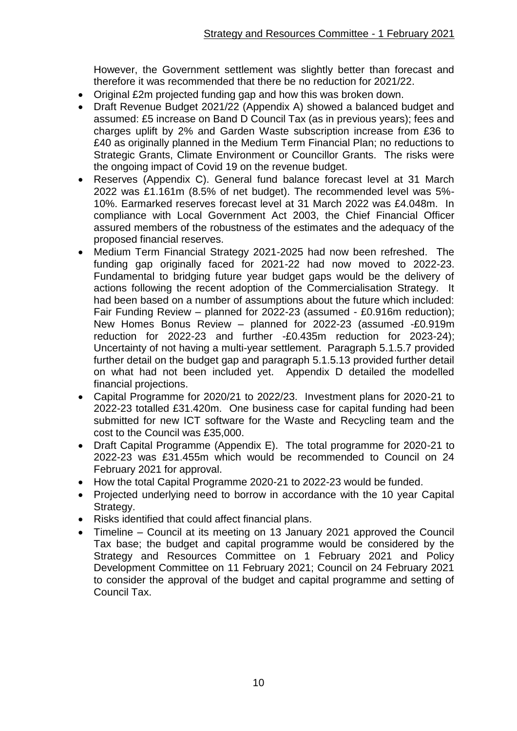However, the Government settlement was slightly better than forecast and therefore it was recommended that there be no reduction for 2021/22.

- Original £2m projected funding gap and how this was broken down.
- Draft Revenue Budget 2021/22 (Appendix A) showed a balanced budget and assumed: £5 increase on Band D Council Tax (as in previous years); fees and charges uplift by 2% and Garden Waste subscription increase from £36 to £40 as originally planned in the Medium Term Financial Plan; no reductions to Strategic Grants, Climate Environment or Councillor Grants. The risks were the ongoing impact of Covid 19 on the revenue budget.
- Reserves (Appendix C). General fund balance forecast level at 31 March 2022 was £1.161m (8.5% of net budget). The recommended level was 5%-10%. Earmarked reserves forecast level at 31 March 2022 was £4.048m. In compliance with Local Government Act 2003, the Chief Financial Officer assured members of the robustness of the estimates and the adequacy of the proposed financial reserves.
- Medium Term Financial Strategy 2021-2025 had now been refreshed. The funding gap originally faced for 2021-22 had now moved to 2022-23. Fundamental to bridging future year budget gaps would be the delivery of actions following the recent adoption of the Commercialisation Strategy. It had been based on a number of assumptions about the future which included: Fair Funding Review – planned for 2022-23 (assumed - £0.916m reduction); New Homes Bonus Review – planned for 2022-23 (assumed -£0.919m reduction for 2022-23 and further -£0.435m reduction for 2023-24); Uncertainty of not having a multi-year settlement. Paragraph 5.1.5.7 provided further detail on the budget gap and paragraph 5.1.5.13 provided further detail on what had not been included yet. Appendix D detailed the modelled financial projections.
- Capital Programme for 2020/21 to 2022/23. Investment plans for 2020-21 to 2022-23 totalled £31.420m. One business case for capital funding had been submitted for new ICT software for the Waste and Recycling team and the cost to the Council was £35,000.
- Draft Capital Programme (Appendix E). The total programme for 2020-21 to 2022-23 was £31.455m which would be recommended to Council on 24 February 2021 for approval.
- How the total Capital Programme 2020-21 to 2022-23 would be funded.
- Projected underlying need to borrow in accordance with the 10 year Capital Strategy.
- Risks identified that could affect financial plans.
- Timeline – Council at its meeting on 13 January 2021 approved the Council Tax base; the budget and capital programme would be considered by the Strategy and Resources Committee on 1 February 2021 and Policy Development Committee on 11 February 2021; Council on 24 February 2021 to consider the approval of the budget and capital programme and setting of Council Tax.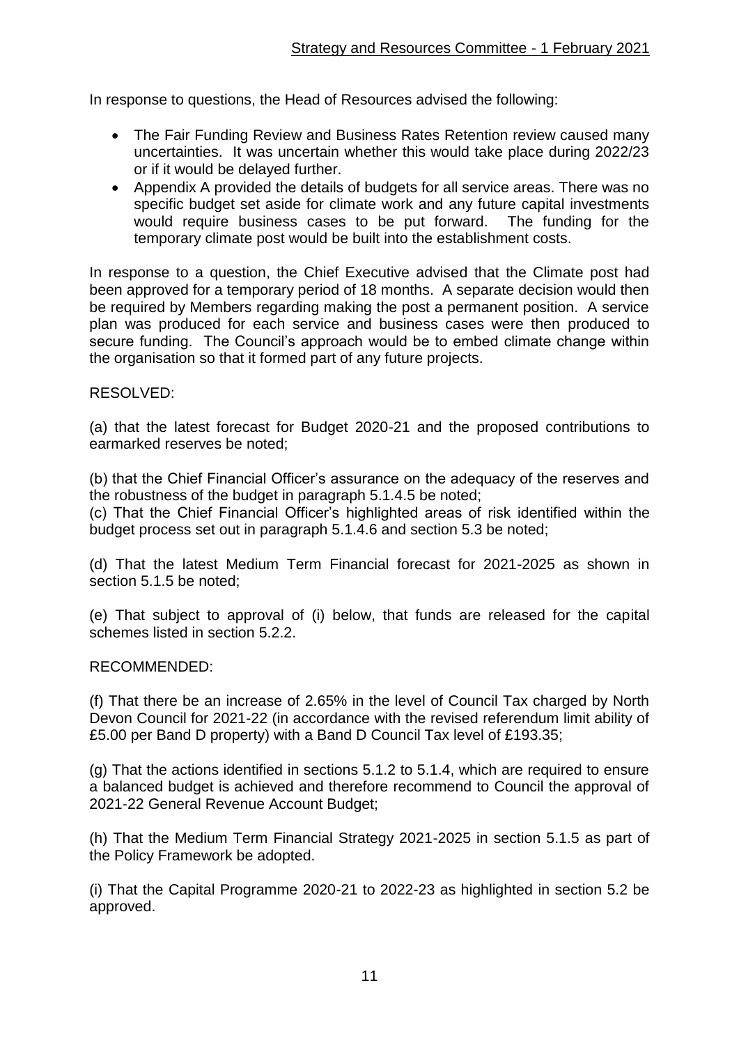In response to questions, the Head of Resources advised the following:

- The Fair Funding Review and Business Rates Retention review caused many uncertainties. It was uncertain whether this would take place during 2022/23 or if it would be delayed further.
- Appendix A provided the details of budgets for all service areas. There was no specific budget set aside for climate work and any future capital investments would require business cases to be put forward. The funding for the temporary climate post would be built into the establishment costs.

In response to a question, the Chief Executive advised that the Climate post had been approved for a temporary period of 18 months. A separate decision would then be required by Members regarding making the post a permanent position. A service plan was produced for each service and business cases were then produced to secure funding. The Council's approach would be to embed climate change within the organisation so that it formed part of any future projects.

RESOLVED:

(a) that the latest forecast for Budget 2020-21 and the proposed contributions to earmarked reserves be noted;

(b) that the Chief Financial Officer's assurance on the adequacy of the reserves and the robustness of the budget in paragraph 5.1.4.5 be noted;

(c) That the Chief Financial Officer's highlighted areas of risk identified within the budget process set out in paragraph 5.1.4.6 and section 5.3 be noted;

(d) That the latest Medium Term Financial forecast for 2021-2025 as shown in section 5.1.5 be noted;

(e) That subject to approval of (i) below, that funds are released for the capital schemes listed in section 5.2.2.

RECOMMENDED:

(f) That there be an increase of 2.65% in the level of Council Tax charged by North Devon Council for 2021-22 (in accordance with the revised referendum limit ability of £5.00 per Band D property) with a Band D Council Tax level of £193.35;

(g) That the actions identified in sections 5.1.2 to 5.1.4, which are required to ensure a balanced budget is achieved and therefore recommend to Council the approval of 2021-22 General Revenue Account Budget;

(h) That the Medium Term Financial Strategy 2021-2025 in section 5.1.5 as part of the Policy Framework be adopted.

(i) That the Capital Programme 2020-21 to 2022-23 as highlighted in section 5.2 be approved.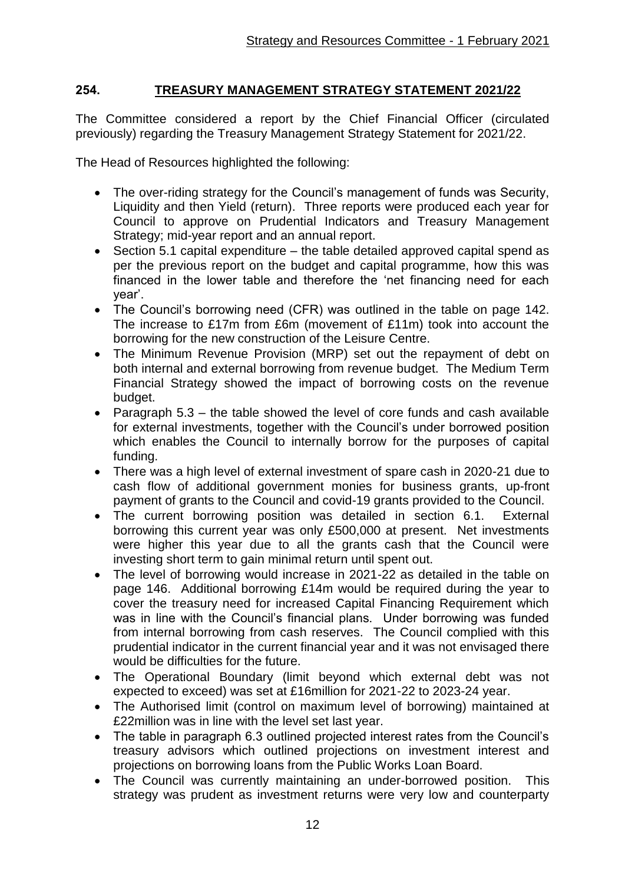## 254. TREASURY MANAGEMENT STRATEGY STATEMENT 2021/22

The Committee considered a report by the Chief Financial Officer (circulated previously) regarding the Treasury Management Strategy Statement for 2021/22.

The Head of Resources highlighted the following:

- The over-riding strategy for the Council's management of funds was Security, Liquidity and then Yield (return). Three reports were produced each year for Council to approve on Prudential Indicators and Treasury Management Strategy; mid-year report and an annual report.
- Section 5.1 capital expenditure – the table detailed approved capital spend as per the previous report on the budget and capital programme, how this was financed in the lower table and therefore the 'net financing need for each year'.
- The Council's borrowing need (CFR) was outlined in the table on page 142. The increase to £17m from £6m (movement of £11m) took into account the borrowing for the new construction of the Leisure Centre.
- The Minimum Revenue Provision (MRP) set out the repayment of debt on both internal and external borrowing from revenue budget. The Medium Term Financial Strategy showed the impact of borrowing costs on the revenue budget.
- Paragraph 5.3 – the table showed the level of core funds and cash available for external investments, together with the Council's under borrowed position which enables the Council to internally borrow for the purposes of capital funding.
- There was a high level of external investment of spare cash in 2020-21 due to cash flow of additional government monies for business grants, up-front payment of grants to the Council and covid-19 grants provided to the Council.
- The current borrowing position was detailed in section 6.1. External borrowing this current year was only £500,000 at present. Net investments were higher this year due to all the grants cash that the Council were investing short term to gain minimal return until spent out.
- The level of borrowing would increase in 2021-22 as detailed in the table on page 146. Additional borrowing £14m would be required during the year to cover the treasury need for increased Capital Financing Requirement which was in line with the Council's financial plans. Under borrowing was funded from internal borrowing from cash reserves. The Council complied with this prudential indicator in the current financial year and it was not envisaged there would be difficulties for the future.
- The Operational Boundary (limit beyond which external debt was not expected to exceed) was set at £16million for 2021-22 to 2023-24 year.
- The Authorised limit (control on maximum level of borrowing) maintained at £22million was in line with the level set last year.
- The table in paragraph 6.3 outlined projected interest rates from the Council's treasury advisors which outlined projections on investment interest and projections on borrowing loans from the Public Works Loan Board.
- The Council was currently maintaining an under-borrowed position. This strategy was prudent as investment returns were very low and counterparty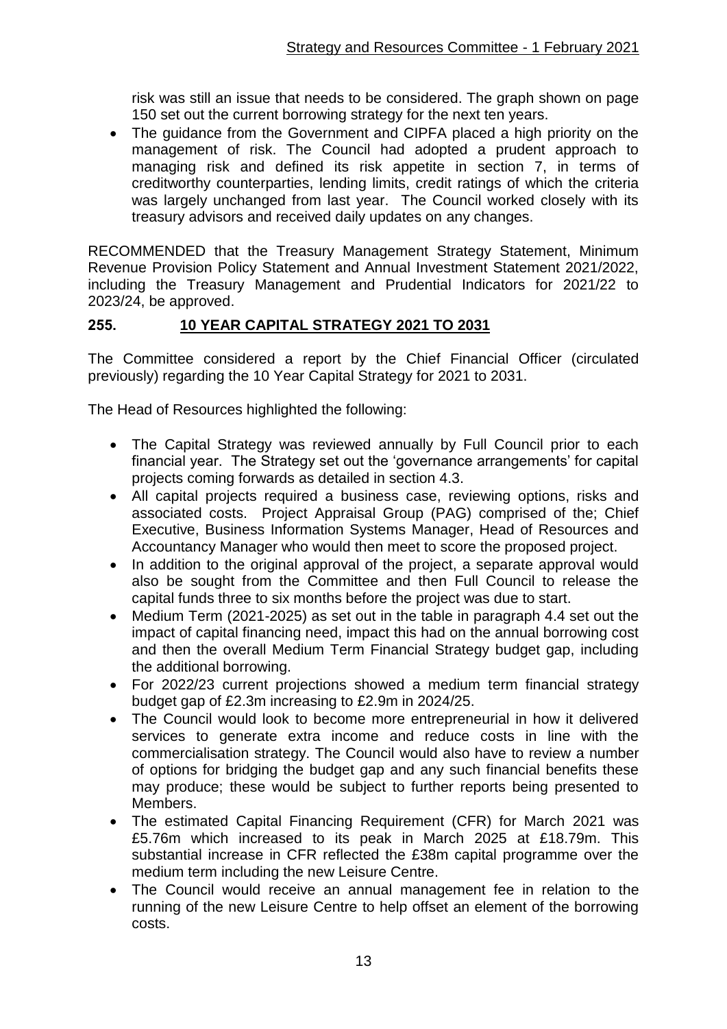risk was still an issue that needs to be considered. The graph shown on page 150 set out the current borrowing strategy for the next ten years.

- The guidance from the Government and CIPFA placed a high priority on the management of risk. The Council had adopted a prudent approach to managing risk and defined its risk appetite in section 7, in terms of creditworthy counterparties, lending limits, credit ratings of which the criteria was largely unchanged from last year. The Council worked closely with its treasury advisors and received daily updates on any changes.

RECOMMENDED that the Treasury Management Strategy Statement, Minimum Revenue Provision Policy Statement and Annual Investment Statement 2021/2022, including the Treasury Management and Prudential Indicators for 2021/22 to 2023/24, be approved.

## 255. 10 YEAR CAPITAL STRATEGY 2021 TO 2031

The Committee considered a report by the Chief Financial Officer (circulated previously) regarding the 10 Year Capital Strategy for 2021 to 2031.

The Head of Resources highlighted the following:

- The Capital Strategy was reviewed annually by Full Council prior to each financial year. The Strategy set out the 'governance arrangements' for capital projects coming forwards as detailed in section 4.3.
- All capital projects required a business case, reviewing options, risks and associated costs. Project Appraisal Group (PAG) comprised of the; Chief Executive, Business Information Systems Manager, Head of Resources and Accountancy Manager who would then meet to score the proposed project.
- In addition to the original approval of the project, a separate approval would also be sought from the Committee and then Full Council to release the capital funds three to six months before the project was due to start.
- Medium Term (2021-2025) as set out in the table in paragraph 4.4 set out the impact of capital financing need, impact this had on the annual borrowing cost and then the overall Medium Term Financial Strategy budget gap, including the additional borrowing.
- For 2022/23 current projections showed a medium term financial strategy budget gap of £2.3m increasing to £2.9m in 2024/25.
- The Council would look to become more entrepreneurial in how it delivered services to generate extra income and reduce costs in line with the commercialisation strategy. The Council would also have to review a number of options for bridging the budget gap and any such financial benefits these may produce; these would be subject to further reports being presented to Members.
- The estimated Capital Financing Requirement (CFR) for March 2021 was £5.76m which increased to its peak in March 2025 at £18.79m. This substantial increase in CFR reflected the £38m capital programme over the medium term including the new Leisure Centre.
- The Council would receive an annual management fee in relation to the running of the new Leisure Centre to help offset an element of the borrowing costs.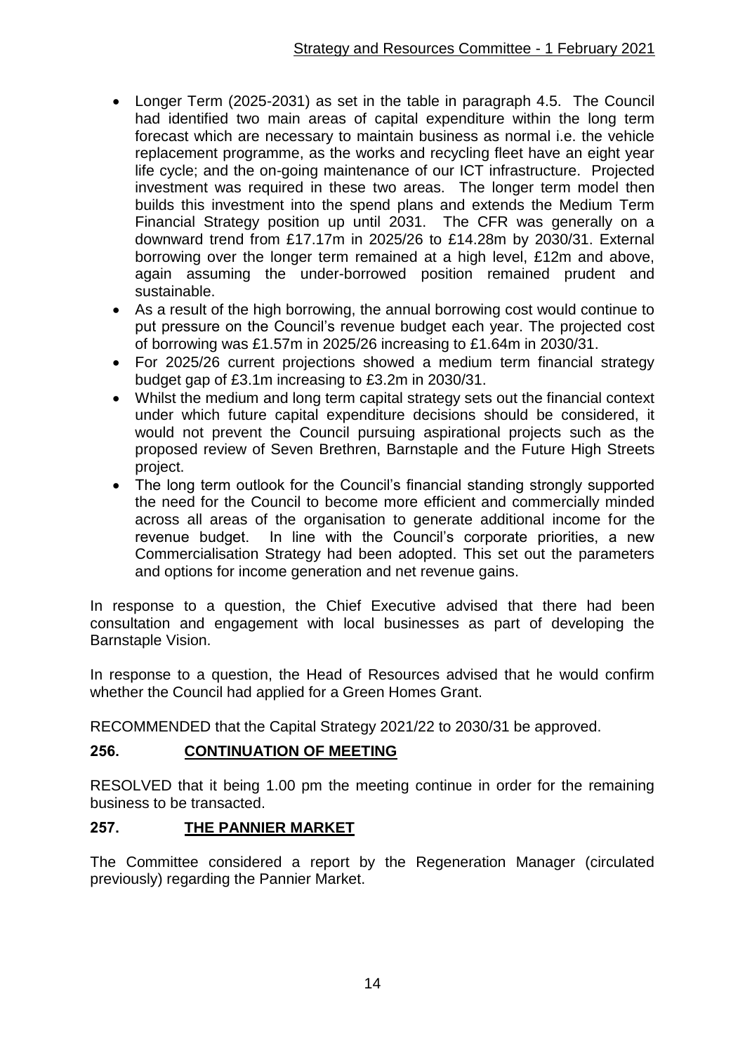- Longer Term (2025-2031) as set in the table in paragraph 4.5. The Council had identified two main areas of capital expenditure within the long term forecast which are necessary to maintain business as normal i.e. the vehicle replacement programme, as the works and recycling fleet have an eight year life cycle; and the on-going maintenance of our ICT infrastructure. Projected investment was required in these two areas. The longer term model then builds this investment into the spend plans and extends the Medium Term Financial Strategy position up until 2031. The CFR was generally on a downward trend from £17.17m in 2025/26 to £14.28m by 2030/31. External borrowing over the longer term remained at a high level, £12m and above, again assuming the under-borrowed position remained prudent and sustainable.
- As a result of the high borrowing, the annual borrowing cost would continue to put pressure on the Council's revenue budget each year. The projected cost of borrowing was £1.57m in 2025/26 increasing to £1.64m in 2030/31.
- For 2025/26 current projections showed a medium term financial strategy budget gap of £3.1m increasing to £3.2m in 2030/31.
- Whilst the medium and long term capital strategy sets out the financial context under which future capital expenditure decisions should be considered, it would not prevent the Council pursuing aspirational projects such as the proposed review of Seven Brethren, Barnstaple and the Future High Streets project.
- The long term outlook for the Council's financial standing strongly supported the need for the Council to become more efficient and commercially minded across all areas of the organisation to generate additional income for the revenue budget. In line with the Council's corporate priorities, a new Commercialisation Strategy had been adopted. This set out the parameters and options for income generation and net revenue gains.

In response to a question, the Chief Executive advised that there had been consultation and engagement with local businesses as part of developing the Barnstaple Vision.

In response to a question, the Head of Resources advised that he would confirm whether the Council had applied for a Green Homes Grant.

RECOMMENDED that the Capital Strategy 2021/22 to 2030/31 be approved.

## 256. CONTINUATION OF MEETING

RESOLVED that it being 1.00 pm the meeting continue in order for the remaining business to be transacted.

## 257. THE PANNIER MARKET

The Committee considered a report by the Regeneration Manager (circulated previously) regarding the Pannier Market.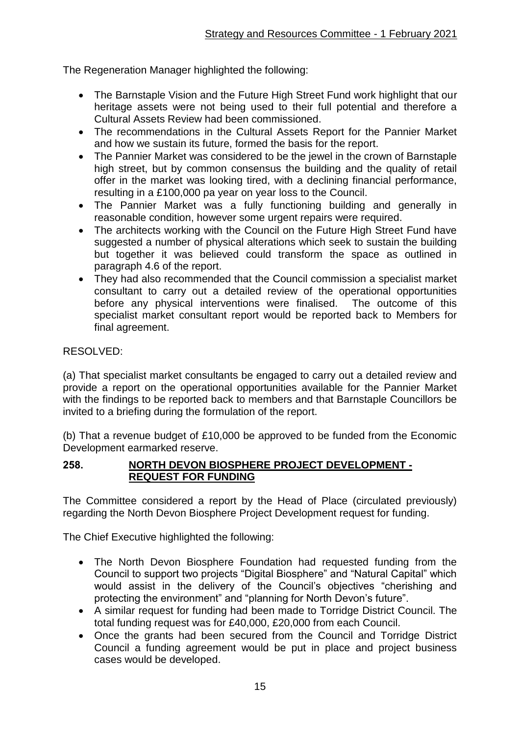The Regeneration Manager highlighted the following:

- The Barnstaple Vision and the Future High Street Fund work highlight that our heritage assets were not being used to their full potential and therefore a Cultural Assets Review had been commissioned.
- The recommendations in the Cultural Assets Report for the Pannier Market and how we sustain its future, formed the basis for the report.
- The Pannier Market was considered to be the jewel in the crown of Barnstaple high street, but by common consensus the building and the quality of retail offer in the market was looking tired, with a declining financial performance, resulting in a £100,000 pa year on year loss to the Council.
- The Pannier Market was a fully functioning building and generally in reasonable condition, however some urgent repairs were required.
- The architects working with the Council on the Future High Street Fund have suggested a number of physical alterations which seek to sustain the building but together it was believed could transform the space as outlined in paragraph 4.6 of the report.
- They had also recommended that the Council commission a specialist market consultant to carry out a detailed review of the operational opportunities before any physical interventions were finalised. The outcome of this specialist market consultant report would be reported back to Members for final agreement.

RESOLVED:

(a) That specialist market consultants be engaged to carry out a detailed review and provide a report on the operational opportunities available for the Pannier Market with the findings to be reported back to members and that Barnstaple Councillors be invited to a briefing during the formulation of the report.

(b) That a revenue budget of £10,000 be approved to be funded from the Economic Development earmarked reserve.

## 258. NORTH DEVON BIOSPHERE PROJECT DEVELOPMENT - REQUEST FOR FUNDING

The Committee considered a report by the Head of Place (circulated previously) regarding the North Devon Biosphere Project Development request for funding.

The Chief Executive highlighted the following:

- The North Devon Biosphere Foundation had requested funding from the Council to support two projects "Digital Biosphere" and "Natural Capital" which would assist in the delivery of the Council's objectives "cherishing and protecting the environment" and "planning for North Devon's future".
- A similar request for funding had been made to Torridge District Council. The total funding request was for £40,000, £20,000 from each Council.
- Once the grants had been secured from the Council and Torridge District Council a funding agreement would be put in place and project business cases would be developed.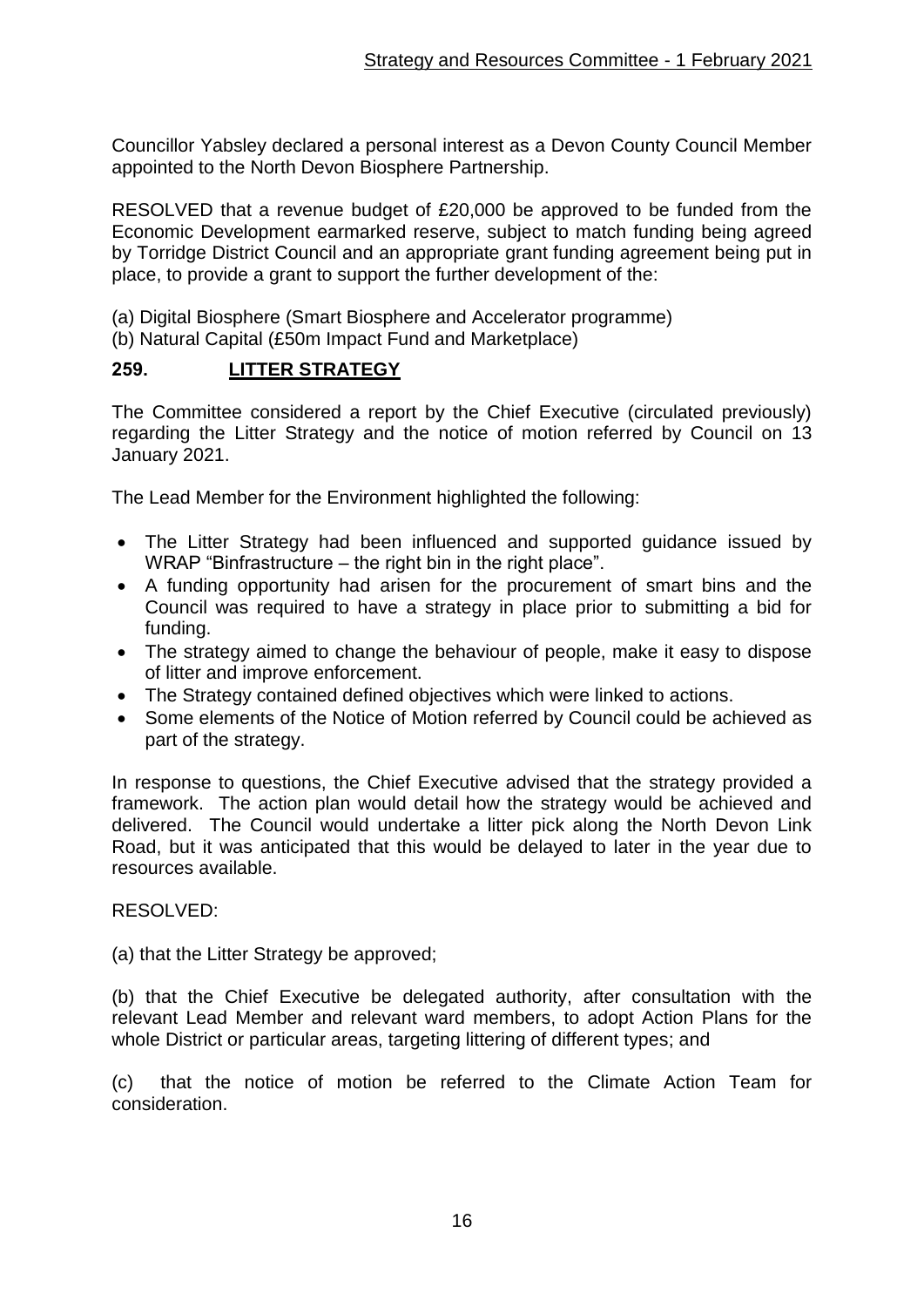Councillor Yabsley declared a personal interest as a Devon County Council Member appointed to the North Devon Biosphere Partnership.

RESOLVED that a revenue budget of £20,000 be approved to be funded from the Economic Development earmarked reserve, subject to match funding being agreed by Torridge District Council and an appropriate grant funding agreement being put in place, to provide a grant to support the further development of the:

(a) Digital Biosphere (Smart Biosphere and Accelerator programme)
(b) Natural Capital (£50m Impact Fund and Marketplace)

## 259. LITTER STRATEGY

The Committee considered a report by the Chief Executive (circulated previously) regarding the Litter Strategy and the notice of motion referred by Council on 13 January 2021.

The Lead Member for the Environment highlighted the following:

- The Litter Strategy had been influenced and supported guidance issued by WRAP "Binfrastructure – the right bin in the right place".
- A funding opportunity had arisen for the procurement of smart bins and the Council was required to have a strategy in place prior to submitting a bid for funding.
- The strategy aimed to change the behaviour of people, make it easy to dispose of litter and improve enforcement.
- The Strategy contained defined objectives which were linked to actions.
- Some elements of the Notice of Motion referred by Council could be achieved as part of the strategy.

In response to questions, the Chief Executive advised that the strategy provided a framework. The action plan would detail how the strategy would be achieved and delivered. The Council would undertake a litter pick along the North Devon Link Road, but it was anticipated that this would be delayed to later in the year due to resources available.

RESOLVED:

(a) that the Litter Strategy be approved;

(b) that the Chief Executive be delegated authority, after consultation with the relevant Lead Member and relevant ward members, to adopt Action Plans for the whole District or particular areas, targeting littering of different types; and

(c) that the notice of motion be referred to the Climate Action Team for consideration.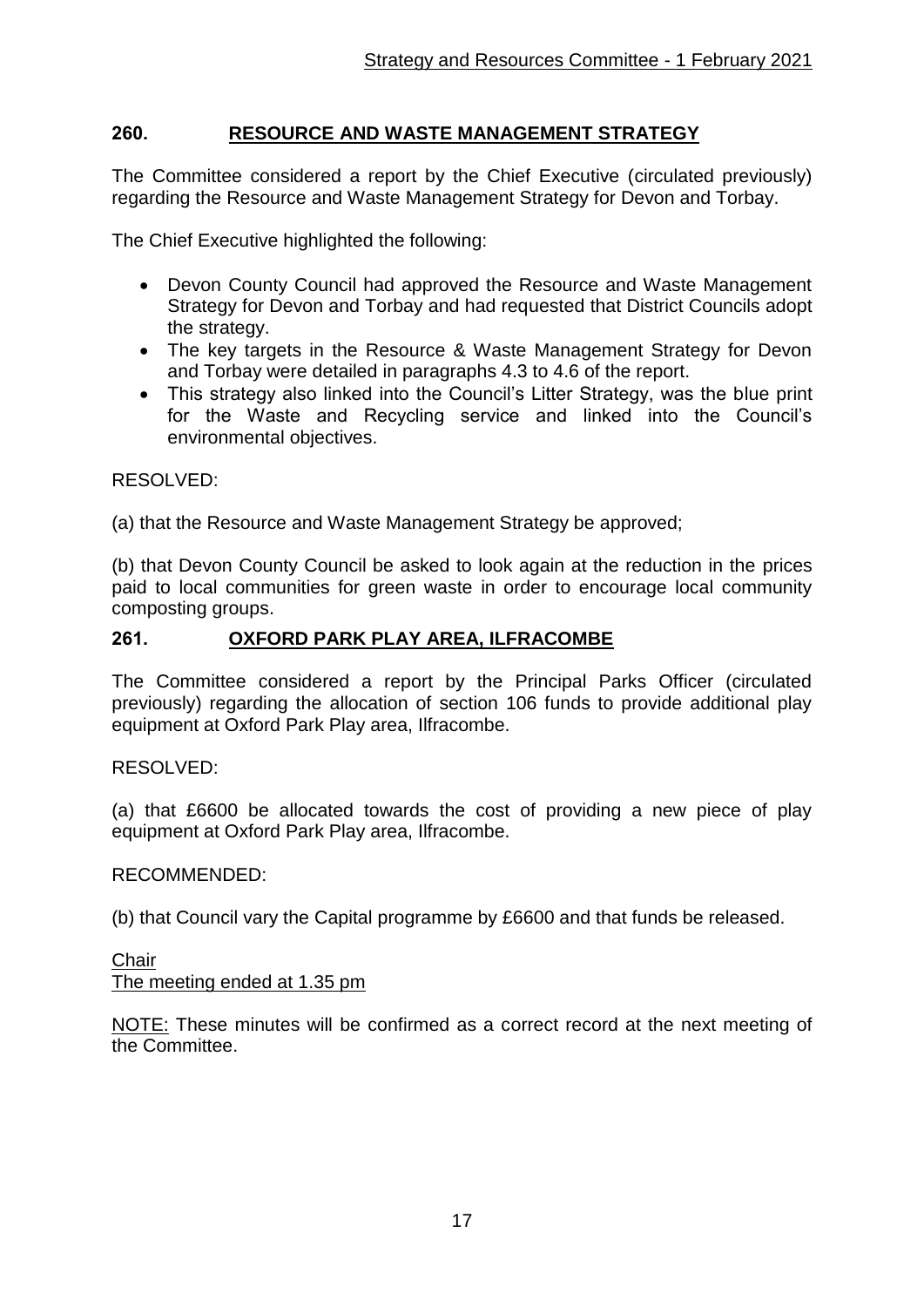## 260. RESOURCE AND WASTE MANAGEMENT STRATEGY

The Committee considered a report by the Chief Executive (circulated previously) regarding the Resource and Waste Management Strategy for Devon and Torbay.

The Chief Executive highlighted the following:

- Devon County Council had approved the Resource and Waste Management Strategy for Devon and Torbay and had requested that District Councils adopt the strategy.
- The key targets in the Resource & Waste Management Strategy for Devon and Torbay were detailed in paragraphs 4.3 to 4.6 of the report.
- This strategy also linked into the Council's Litter Strategy, was the blue print for the Waste and Recycling service and linked into the Council's environmental objectives.

RESOLVED:

(a) that the Resource and Waste Management Strategy be approved;

(b) that Devon County Council be asked to look again at the reduction in the prices paid to local communities for green waste in order to encourage local community composting groups.

## 261. OXFORD PARK PLAY AREA, ILFRACOMBE

The Committee considered a report by the Principal Parks Officer (circulated previously) regarding the allocation of section 106 funds to provide additional play equipment at Oxford Park Play area, Ilfracombe.

RESOLVED:

(a) that £6600 be allocated towards the cost of providing a new piece of play equipment at Oxford Park Play area, Ilfracombe.

RECOMMENDED:

(b) that Council vary the Capital programme by £6600 and that funds be released.

Chair
The meeting ended at 1.35 pm

NOTE: These minutes will be confirmed as a correct record at the next meeting of the Committee.